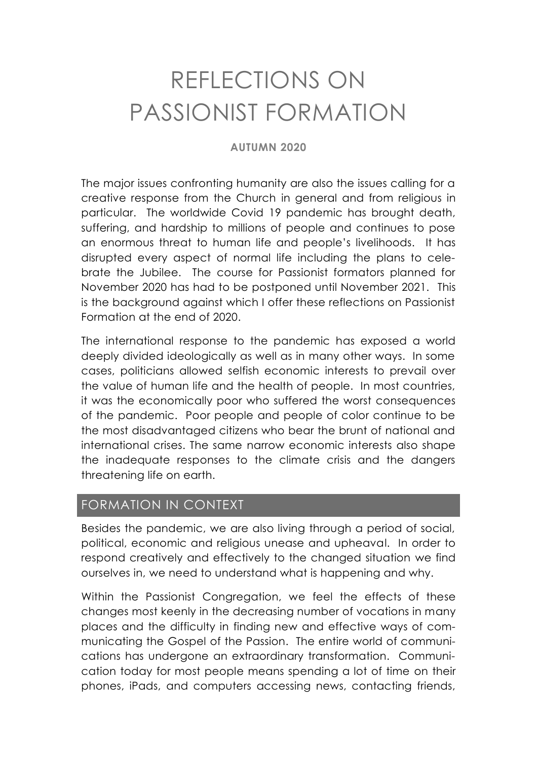# REFLECTIONS ON PASSIONIST FORMATION

**AUTUMN 2020**

The major issues confronting humanity are also the issues calling for a creative response from the Church in general and from religious in particular. The worldwide Covid 19 pandemic has brought death, suffering, and hardship to millions of people and continues to pose an enormous threat to human life and people's livelihoods. It has disrupted every aspect of normal life including the plans to celebrate the Jubilee. The course for Passionist formators planned for November 2020 has had to be postponed until November 2021. This is the background against which I offer these reflections on Passionist Formation at the end of 2020.

The international response to the pandemic has exposed a world deeply divided ideologically as well as in many other ways. In some cases, politicians allowed selfish economic interests to prevail over the value of human life and the health of people. In most countries, it was the economically poor who suffered the worst consequences of the pandemic. Poor people and people of color continue to be the most disadvantaged citizens who bear the brunt of national and international crises. The same narrow economic interests also shape the inadequate responses to the climate crisis and the dangers threatening life on earth.

## FORMATION IN CONTEXT

Besides the pandemic, we are also living through a period of social, political, economic and religious unease and upheaval. In order to respond creatively and effectively to the changed situation we find ourselves in, we need to understand what is happening and why.

Within the Passionist Congregation, we feel the effects of these changes most keenly in the decreasing number of vocations in many places and the difficulty in finding new and effective ways of communicating the Gospel of the Passion. The entire world of communications has undergone an extraordinary transformation. Communication today for most people means spending a lot of time on their phones, iPads, and computers accessing news, contacting friends,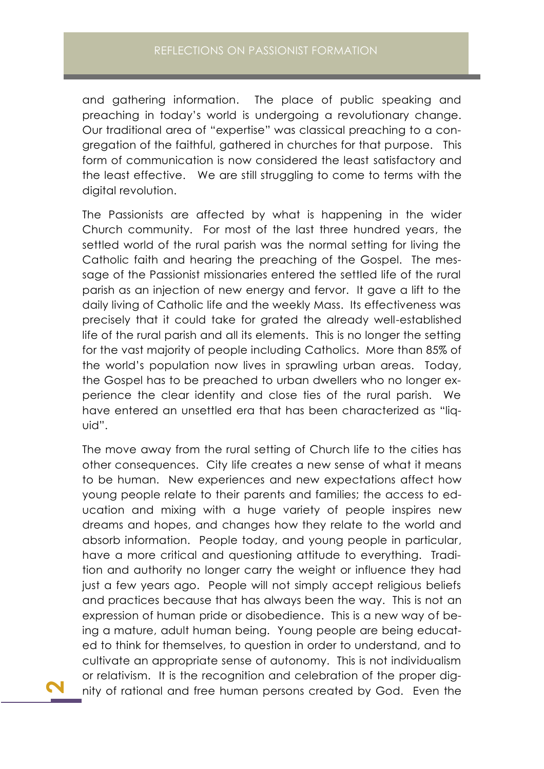and gathering information. The place of public speaking and preaching in today's world is undergoing a revolutionary change. Our traditional area of "expertise" was classical preaching to a congregation of the faithful, gathered in churches for that purpose. This form of communication is now considered the least satisfactory and the least effective. We are still struggling to come to terms with the digital revolution.

The Passionists are affected by what is happening in the wider Church community. For most of the last three hundred years, the settled world of the rural parish was the normal setting for living the Catholic faith and hearing the preaching of the Gospel. The message of the Passionist missionaries entered the settled life of the rural parish as an injection of new energy and fervor. It gave a lift to the daily living of Catholic life and the weekly Mass. Its effectiveness was precisely that it could take for grated the already well-established life of the rural parish and all its elements. This is no longer the setting for the vast majority of people including Catholics. More than 85% of the world's population now lives in sprawling urban areas. Today, the Gospel has to be preached to urban dwellers who no longer experience the clear identity and close ties of the rural parish. We have entered an unsettled era that has been characterized as "liquid".

The move away from the rural setting of Church life to the cities has other consequences. City life creates a new sense of what it means to be human. New experiences and new expectations affect how young people relate to their parents and families; the access to education and mixing with a huge variety of people inspires new dreams and hopes, and changes how they relate to the world and absorb information. People today, and young people in particular, have a more critical and questioning attitude to everything. Tradition and authority no longer carry the weight or influence they had just a few years ago. People will not simply accept religious beliefs and practices because that has always been the way. This is not an expression of human pride or disobedience. This is a new way of being a mature, adult human being. Young people are being educated to think for themselves, to question in order to understand, and to cultivate an appropriate sense of autonomy. This is not individualism or relativism. It is the recognition and celebration of the proper dignity of rational and free human persons created by God. Even the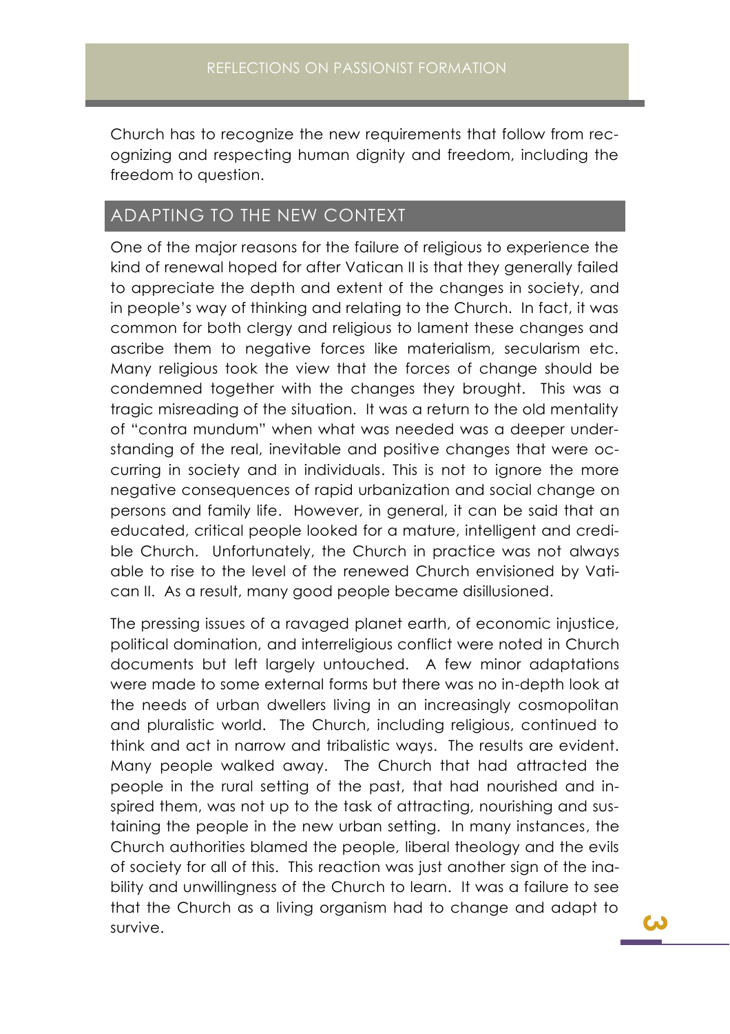Church has to recognize the new requirements that follow from recognizing and respecting human dignity and freedom, including the freedom to question.

## ADAPTING TO THE NEW CONTEXT

One of the major reasons for the failure of religious to experience the kind of renewal hoped for after Vatican II is that they generally failed to appreciate the depth and extent of the changes in society, and in people's way of thinking and relating to the Church. In fact, it was common for both clergy and religious to lament these changes and ascribe them to negative forces like materialism, secularism etc. Many religious took the view that the forces of change should be condemned together with the changes they brought. This was a tragic misreading of the situation. It was a return to the old mentality of "contra mundum" when what was needed was a deeper understanding of the real, inevitable and positive changes that were occurring in society and in individuals. This is not to ignore the more negative consequences of rapid urbanization and social change on persons and family life. However, in general, it can be said that an educated, critical people looked for a mature, intelligent and credible Church. Unfortunately, the Church in practice was not always able to rise to the level of the renewed Church envisioned by Vatican II. As a result, many good people became disillusioned.

The pressing issues of a ravaged planet earth, of economic injustice, political domination, and interreligious conflict were noted in Church documents but left largely untouched. A few minor adaptations were made to some external forms but there was no in-depth look at the needs of urban dwellers living in an increasingly cosmopolitan and pluralistic world. The Church, including religious, continued to think and act in narrow and tribalistic ways. The results are evident. Many people walked away. The Church that had attracted the people in the rural setting of the past, that had nourished and inspired them, was not up to the task of attracting, nourishing and sustaining the people in the new urban setting. In many instances, the Church authorities blamed the people, liberal theology and the evils of society for all of this. This reaction was just another sign of the inability and unwillingness of the Church to learn. It was a failure to see that the Church as a living organism had to change and adapt to survive.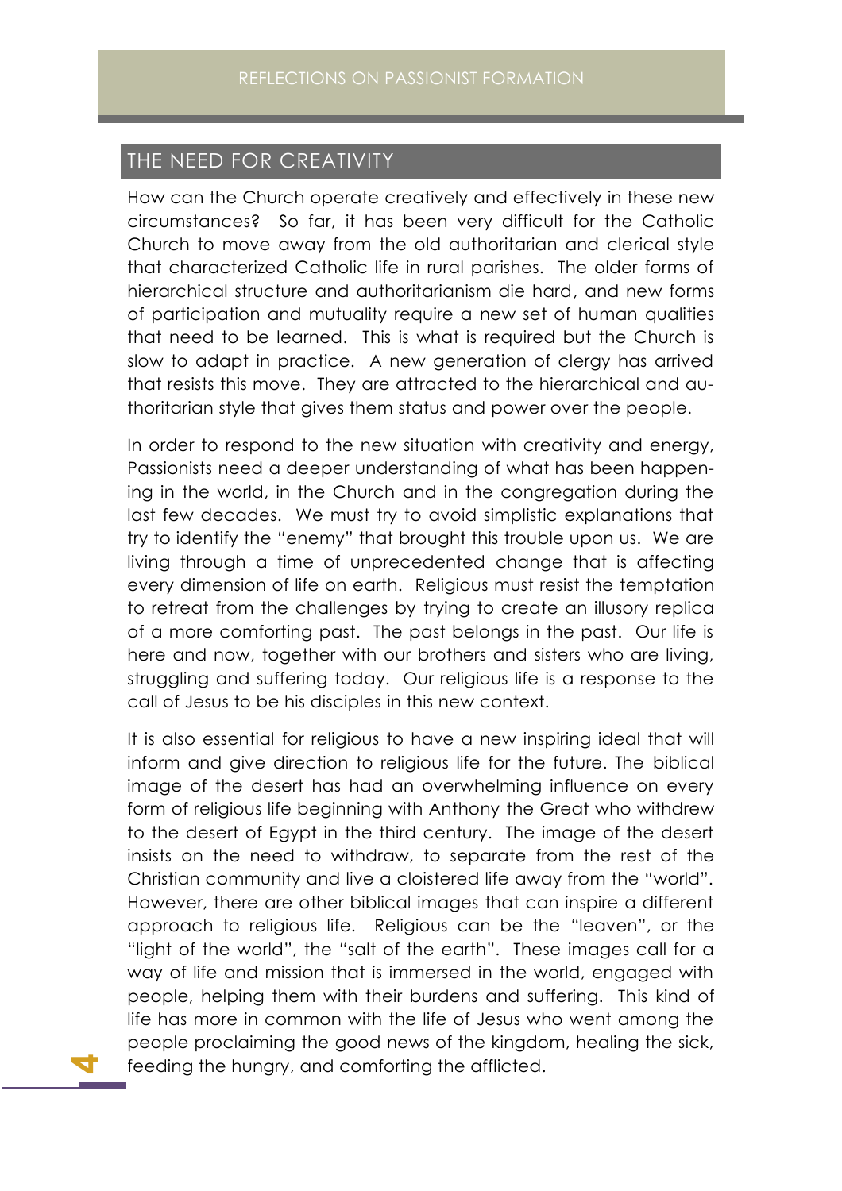## THE NEED FOR CREATIVITY

How can the Church operate creatively and effectively in these new circumstances? So far, it has been very difficult for the Catholic Church to move away from the old authoritarian and clerical style that characterized Catholic life in rural parishes. The older forms of hierarchical structure and authoritarianism die hard, and new forms of participation and mutuality require a new set of human qualities that need to be learned. This is what is required but the Church is slow to adapt in practice. A new generation of clergy has arrived that resists this move. They are attracted to the hierarchical and authoritarian style that gives them status and power over the people.

In order to respond to the new situation with creativity and energy, Passionists need a deeper understanding of what has been happening in the world, in the Church and in the congregation during the last few decades. We must try to avoid simplistic explanations that try to identify the "enemy" that brought this trouble upon us. We are living through a time of unprecedented change that is affecting every dimension of life on earth. Religious must resist the temptation to retreat from the challenges by trying to create an illusory replica of a more comforting past. The past belongs in the past. Our life is here and now, together with our brothers and sisters who are living, struggling and suffering today. Our religious life is a response to the call of Jesus to be his disciples in this new context.

It is also essential for religious to have a new inspiring ideal that will inform and give direction to religious life for the future. The biblical image of the desert has had an overwhelming influence on every form of religious life beginning with Anthony the Great who withdrew to the desert of Egypt in the third century. The image of the desert insists on the need to withdraw, to separate from the rest of the Christian community and live a cloistered life away from the "world". However, there are other biblical images that can inspire a different approach to religious life. Religious can be the "leaven", or the "light of the world", the "salt of the earth". These images call for a way of life and mission that is immersed in the world, engaged with people, helping them with their burdens and suffering. This kind of life has more in common with the life of Jesus who went among the people proclaiming the good news of the kingdom, healing the sick, feeding the hungry, and comforting the afflicted.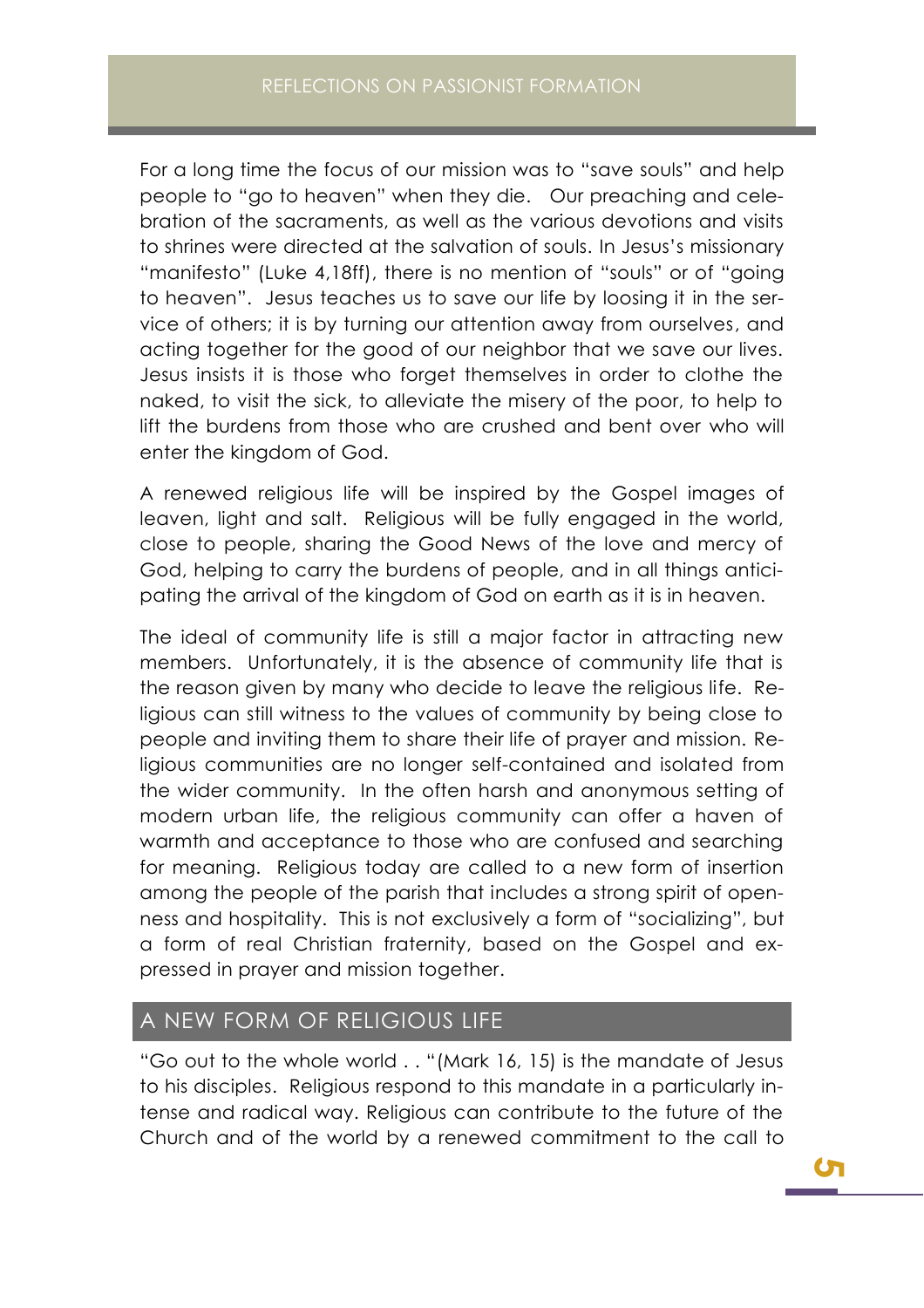For a long time the focus of our mission was to "save souls" and help people to "go to heaven" when they die. Our preaching and celebration of the sacraments, as well as the various devotions and visits to shrines were directed at the salvation of souls. In Jesus's missionary "manifesto" (Luke 4,18ff), there is no mention of "souls" or of "going to heaven". Jesus teaches us to save our life by loosing it in the service of others; it is by turning our attention away from ourselves, and acting together for the good of our neighbor that we save our lives. Jesus insists it is those who forget themselves in order to clothe the naked, to visit the sick, to alleviate the misery of the poor, to help to lift the burdens from those who are crushed and bent over who will enter the kingdom of God.

A renewed religious life will be inspired by the Gospel images of leaven, light and salt. Religious will be fully engaged in the world, close to people, sharing the Good News of the love and mercy of God, helping to carry the burdens of people, and in all things anticipating the arrival of the kingdom of God on earth as it is in heaven.

The ideal of community life is still a major factor in attracting new members. Unfortunately, it is the absence of community life that is the reason given by many who decide to leave the religious life. Religious can still witness to the values of community by being close to people and inviting them to share their life of prayer and mission. Religious communities are no longer self-contained and isolated from the wider community. In the often harsh and anonymous setting of modern urban life, the religious community can offer a haven of warmth and acceptance to those who are confused and searching for meaning. Religious today are called to a new form of insertion among the people of the parish that includes a strong spirit of openness and hospitality. This is not exclusively a form of "socializing", but a form of real Christian fraternity, based on the Gospel and expressed in prayer and mission together.

## A NEW FORM OF RELIGIOUS LIFE

"Go out to the whole world . . "(Mark 16, 15) is the mandate of Jesus to his disciples. Religious respond to this mandate in a particularly intense and radical way. Religious can contribute to the future of the Church and of the world by a renewed commitment to the call to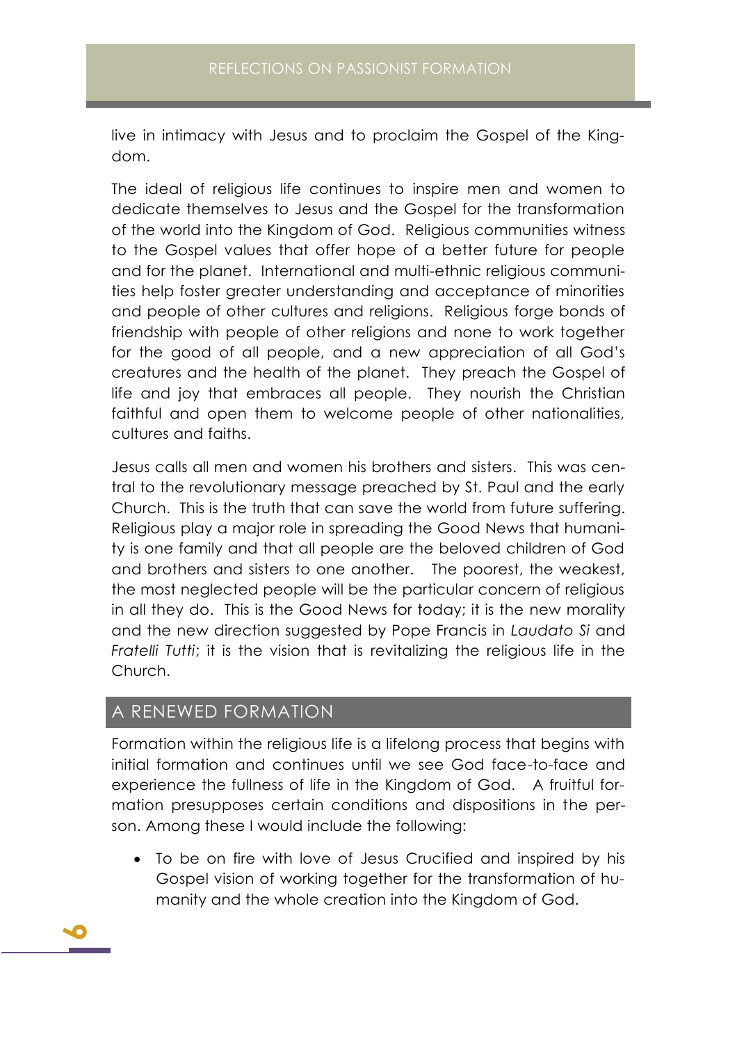live in intimacy with Jesus and to proclaim the Gospel of the Kingdom.

The ideal of religious life continues to inspire men and women to dedicate themselves to Jesus and the Gospel for the transformation of the world into the Kingdom of God. Religious communities witness to the Gospel values that offer hope of a better future for people and for the planet. International and multi-ethnic religious communities help foster greater understanding and acceptance of minorities and people of other cultures and religions. Religious forge bonds of friendship with people of other religions and none to work together for the good of all people, and a new appreciation of all God's creatures and the health of the planet. They preach the Gospel of life and joy that embraces all people. They nourish the Christian faithful and open them to welcome people of other nationalities, cultures and faiths.

Jesus calls all men and women his brothers and sisters. This was central to the revolutionary message preached by St. Paul and the early Church. This is the truth that can save the world from future suffering. Religious play a major role in spreading the Good News that humanity is one family and that all people are the beloved children of God and brothers and sisters to one another. The poorest, the weakest, the most neglected people will be the particular concern of religious in all they do. This is the Good News for today; it is the new morality and the new direction suggested by Pope Francis in *Laudato Si* and *Fratelli Tutti*; it is the vision that is revitalizing the religious life in the Church.

## A RENEWED FORMATION

Formation within the religious life is a lifelong process that begins with initial formation and continues until we see God face-to-face and experience the fullness of life in the Kingdom of God. A fruitful formation presupposes certain conditions and dispositions in the person. Among these I would include the following:

- To be on fire with love of Jesus Crucified and inspired by his Gospel vision of working together for the transformation of humanity and the whole creation into the Kingdom of God.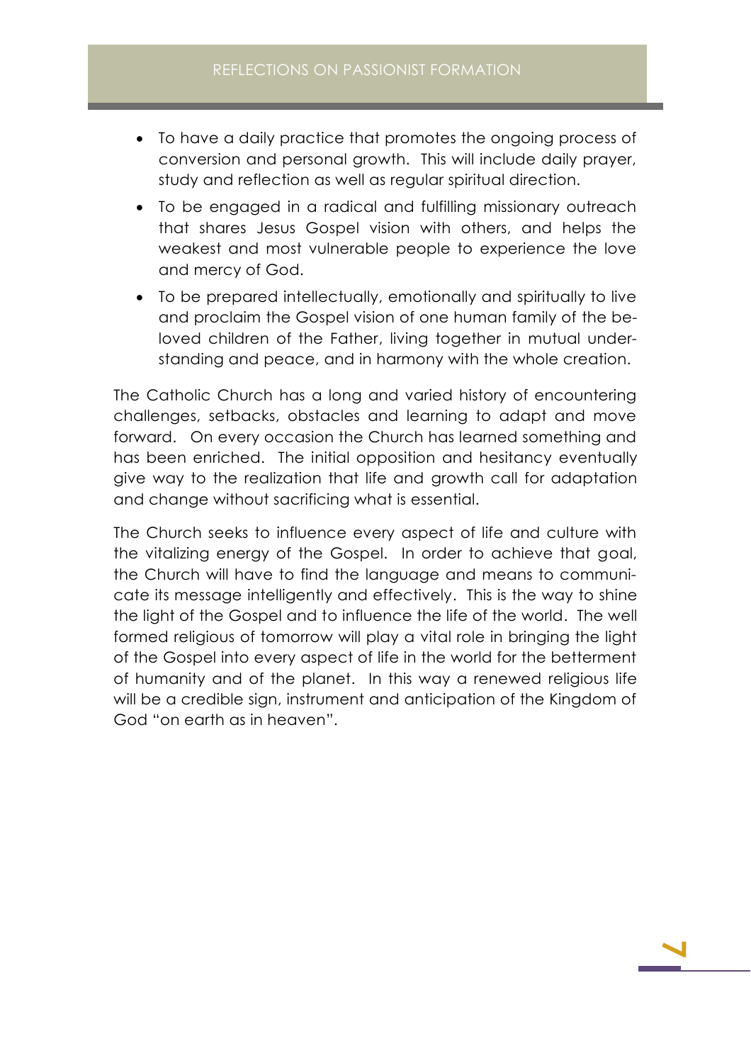- To have a daily practice that promotes the ongoing process of conversion and personal growth. This will include daily prayer, study and reflection as well as regular spiritual direction.
- To be engaged in a radical and fulfilling missionary outreach that shares Jesus Gospel vision with others, and helps the weakest and most vulnerable people to experience the love and mercy of God.
- To be prepared intellectually, emotionally and spiritually to live and proclaim the Gospel vision of one human family of the beloved children of the Father, living together in mutual understanding and peace, and in harmony with the whole creation.

The Catholic Church has a long and varied history of encountering challenges, setbacks, obstacles and learning to adapt and move forward. On every occasion the Church has learned something and has been enriched. The initial opposition and hesitancy eventually give way to the realization that life and growth call for adaptation and change without sacrificing what is essential.

The Church seeks to influence every aspect of life and culture with the vitalizing energy of the Gospel. In order to achieve that goal, the Church will have to find the language and means to communicate its message intelligently and effectively. This is the way to shine the light of the Gospel and to influence the life of the world. The well formed religious of tomorrow will play a vital role in bringing the light of the Gospel into every aspect of life in the world for the betterment of humanity and of the planet. In this way a renewed religious life will be a credible sign, instrument and anticipation of the Kingdom of God "on earth as in heaven".